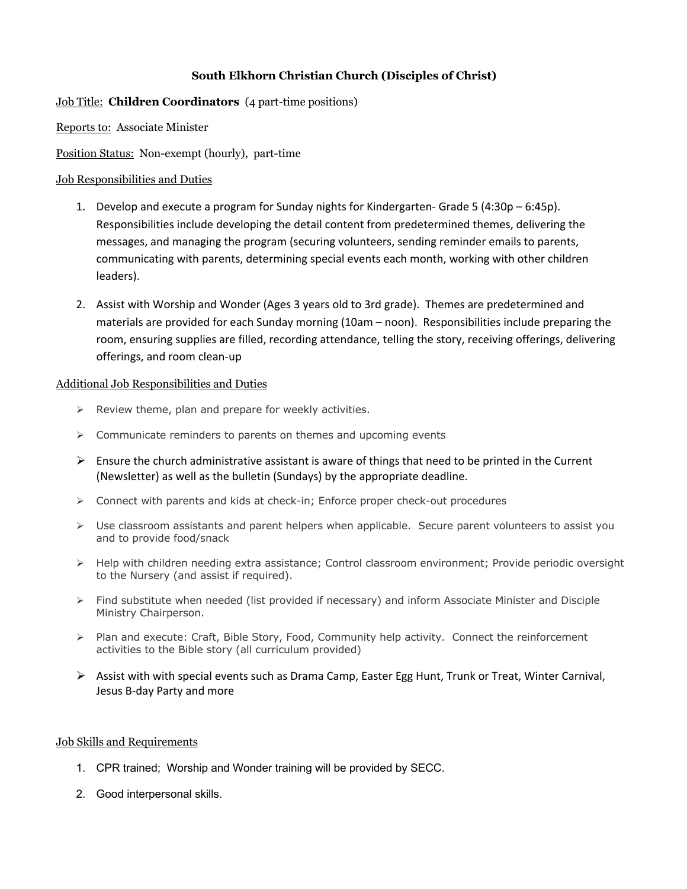**South Elkhorn Christian Church (Disciples of Christ)**

Job Title: **Children Coordinators** (4 part-time positions)

Reports to: Associate Minister

Position Status: Non-exempt (hourly), part-time

Job Responsibilities and Duties

1. Develop and execute a program for Sunday nights for Kindergarten- Grade 5 (4:30p – 6:45p). Responsibilities include developing the detail content from predetermined themes, delivering the messages, and managing the program (securing volunteers, sending reminder emails to parents, communicating with parents, determining special events each month, working with other children leaders).

2. Assist with Worship and Wonder (Ages 3 years old to 3rd grade). Themes are predetermined and materials are provided for each Sunday morning (10am – noon). Responsibilities include preparing the room, ensuring supplies are filled, recording attendance, telling the story, receiving offerings, delivering offerings, and room clean-up

Additional Job Responsibilities and Duties

- Review theme, plan and prepare for weekly activities.
- Communicate reminders to parents on themes and upcoming events
- Ensure the church administrative assistant is aware of things that need to be printed in the Current (Newsletter) as well as the bulletin (Sundays) by the appropriate deadline.
- Connect with parents and kids at check-in; Enforce proper check-out procedures
- Use classroom assistants and parent helpers when applicable. Secure parent volunteers to assist you and to provide food/snack
- Help with children needing extra assistance; Control classroom environment; Provide periodic oversight to the Nursery (and assist if required).
- Find substitute when needed (list provided if necessary) and inform Associate Minister and Disciple Ministry Chairperson.
- Plan and execute: Craft, Bible Story, Food, Community help activity. Connect the reinforcement activities to the Bible story (all curriculum provided)
- Assist with with special events such as Drama Camp, Easter Egg Hunt, Trunk or Treat, Winter Carnival, Jesus B-day Party and more

Job Skills and Requirements

1. CPR trained; Worship and Wonder training will be provided by SECC.
2. Good interpersonal skills.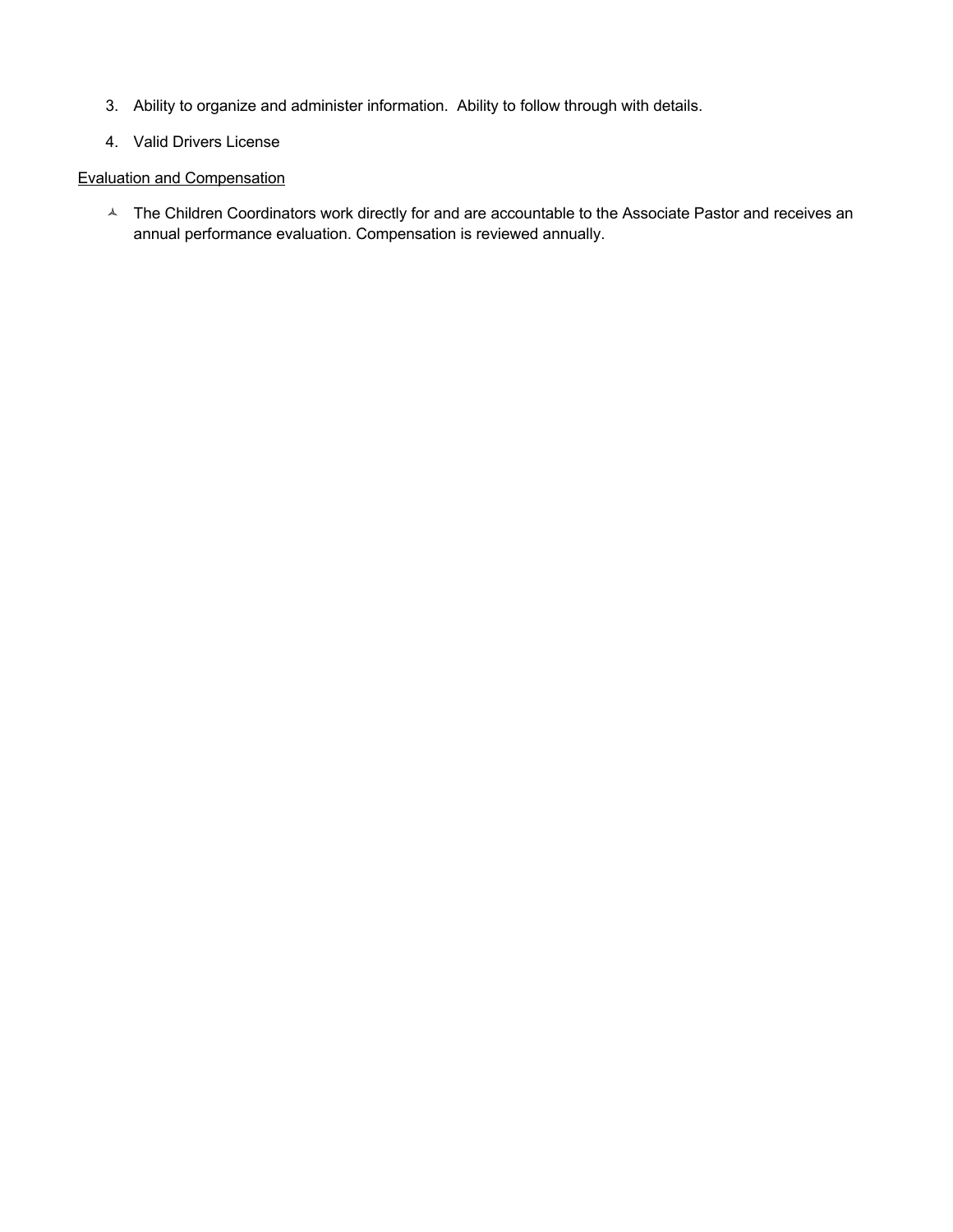3. Ability to organize and administer information.  Ability to follow through with details.

4. Valid Drivers License

Evaluation and Compensation

- The Children Coordinators work directly for and are accountable to the Associate Pastor and receives an annual performance evaluation. Compensation is reviewed annually.